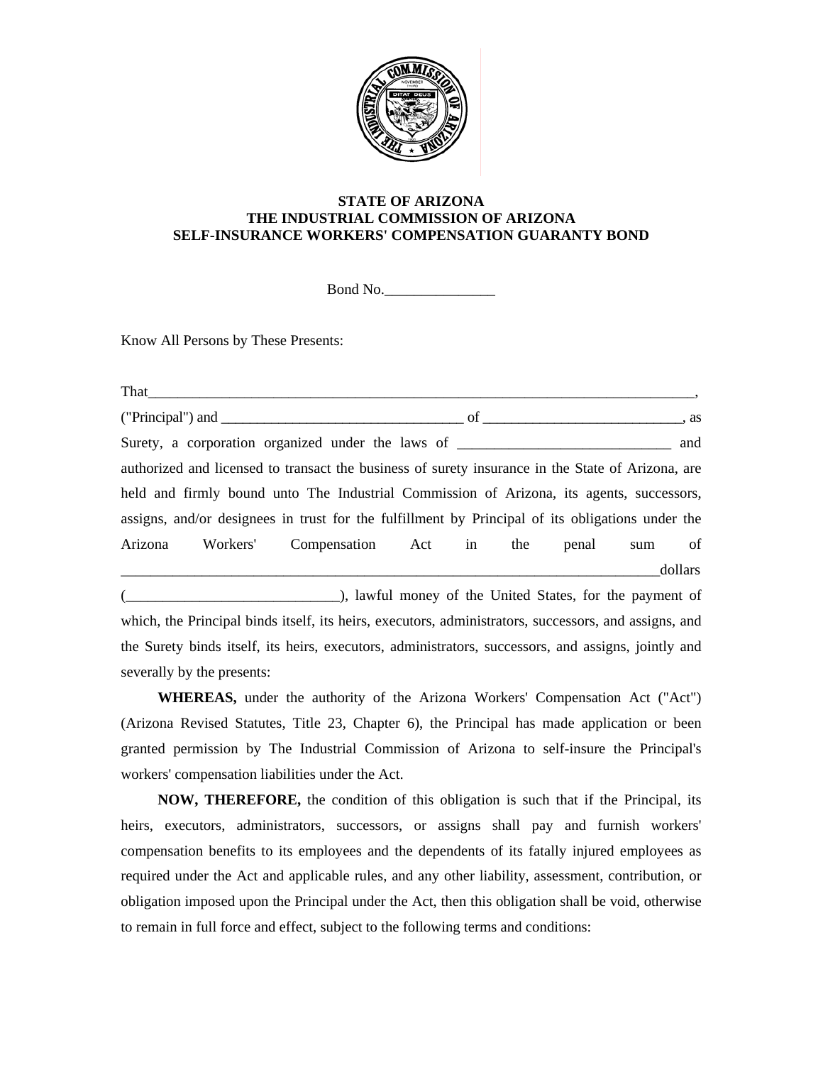# STATE OF ARIZONA
# THE INDUSTRIAL COMMISSION OF ARIZONA
# SELF-INSURANCE WORKERS' COMPENSATION GUARANTY BOND

Bond No._______________

Know All Persons by These Presents:

That_____________________________________________________________________________, ("Principal") and _________________________________ of ___________________________, as Surety, a corporation organized under the laws of _____________________________ and authorized and licensed to transact the business of surety insurance in the State of Arizona, are held and firmly bound unto The Industrial Commission of Arizona, its agents, successors, assigns, and/or designees in trust for the fulfillment by Principal of its obligations under the Arizona Workers' Compensation Act in the penal sum of ______________________________________________________________________________dollars (_____________________________), lawful money of the United States, for the payment of which, the Principal binds itself, its heirs, executors, administrators, successors, and assigns, and the Surety binds itself, its heirs, executors, administrators, successors, and assigns, jointly and severally by the presents:

**WHEREAS,** under the authority of the Arizona Workers' Compensation Act ("Act") (Arizona Revised Statutes, Title 23, Chapter 6), the Principal has made application or been granted permission by The Industrial Commission of Arizona to self-insure the Principal's workers' compensation liabilities under the Act.

**NOW, THEREFORE,** the condition of this obligation is such that if the Principal, its heirs, executors, administrators, successors, or assigns shall pay and furnish workers' compensation benefits to its employees and the dependents of its fatally injured employees as required under the Act and applicable rules, and any other liability, assessment, contribution, or obligation imposed upon the Principal under the Act, then this obligation shall be void, otherwise to remain in full force and effect, subject to the following terms and conditions: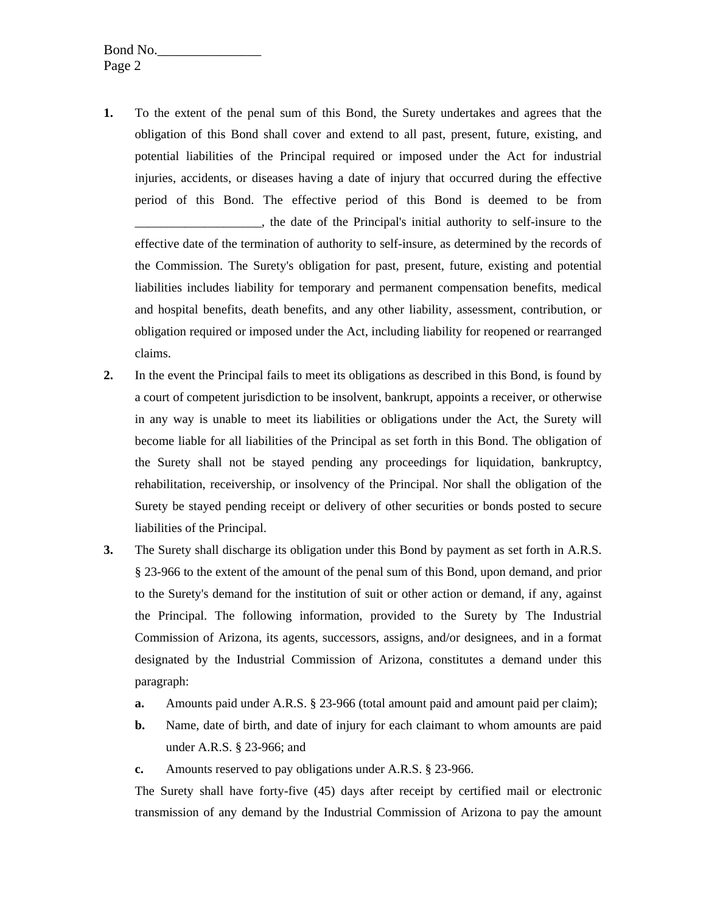1. To the extent of the penal sum of this Bond, the Surety undertakes and agrees that the obligation of this Bond shall cover and extend to all past, present, future, existing, and potential liabilities of the Principal required or imposed under the Act for industrial injuries, accidents, or diseases having a date of injury that occurred during the effective period of this Bond. The effective period of this Bond is deemed to be from ____________________, the date of the Principal's initial authority to self-insure to the effective date of the termination of authority to self-insure, as determined by the records of the Commission. The Surety's obligation for past, present, future, existing and potential liabilities includes liability for temporary and permanent compensation benefits, medical and hospital benefits, death benefits, and any other liability, assessment, contribution, or obligation required or imposed under the Act, including liability for reopened or rearranged claims.

2. In the event the Principal fails to meet its obligations as described in this Bond, is found by a court of competent jurisdiction to be insolvent, bankrupt, appoints a receiver, or otherwise in any way is unable to meet its liabilities or obligations under the Act, the Surety will become liable for all liabilities of the Principal as set forth in this Bond. The obligation of the Surety shall not be stayed pending any proceedings for liquidation, bankruptcy, rehabilitation, receivership, or insolvency of the Principal. Nor shall the obligation of the Surety be stayed pending receipt or delivery of other securities or bonds posted to secure liabilities of the Principal.

3. The Surety shall discharge its obligation under this Bond by payment as set forth in A.R.S. § 23-966 to the extent of the amount of the penal sum of this Bond, upon demand, and prior to the Surety's demand for the institution of suit or other action or demand, if any, against the Principal. The following information, provided to the Surety by The Industrial Commission of Arizona, its agents, successors, assigns, and/or designees, and in a format designated by the Industrial Commission of Arizona, constitutes a demand under this paragraph:

   **a.** Amounts paid under A.R.S. § 23-966 (total amount paid and amount paid per claim);

   **b.** Name, date of birth, and date of injury for each claimant to whom amounts are paid under A.R.S. § 23-966; and

   **c.** Amounts reserved to pay obligations under A.R.S. § 23-966.

   The Surety shall have forty-five (45) days after receipt by certified mail or electronic transmission of any demand by the Industrial Commission of Arizona to pay the amount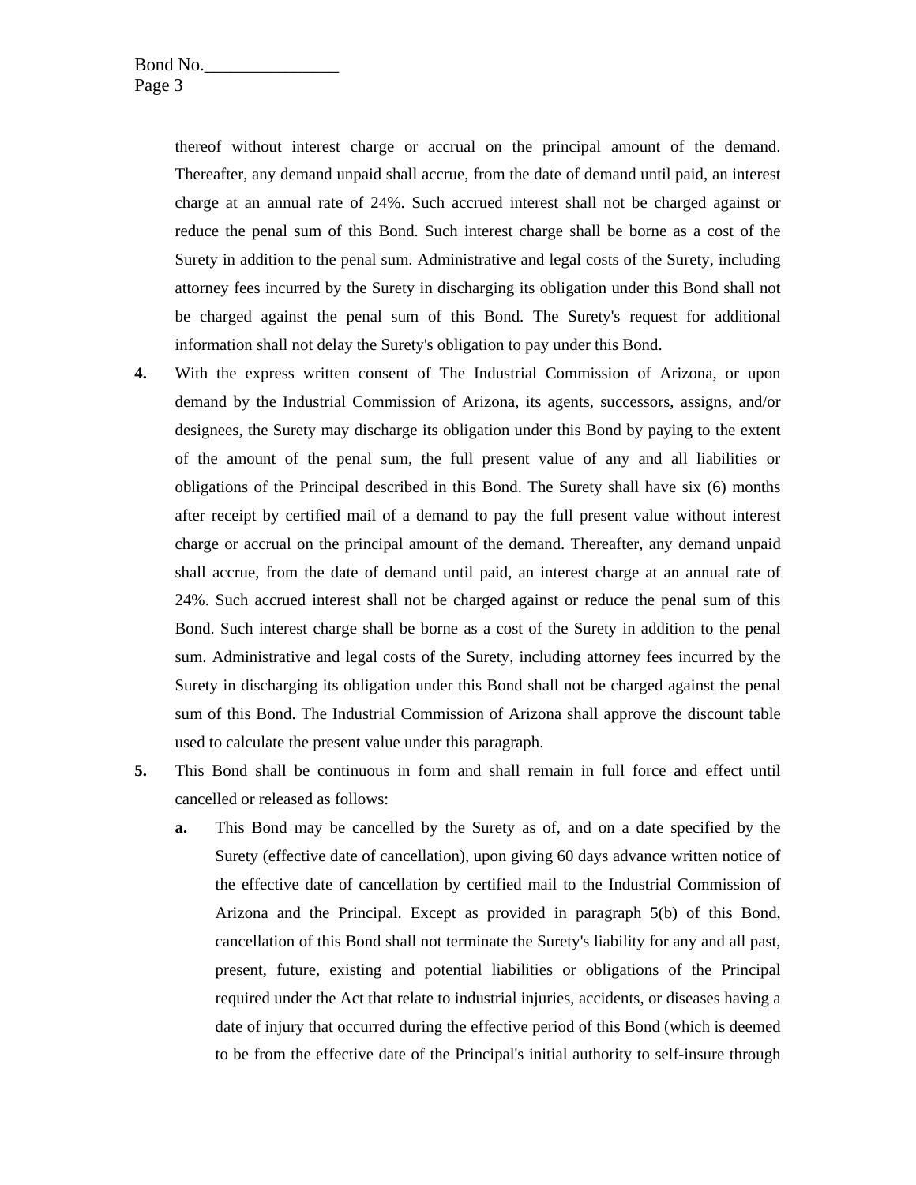thereof without interest charge or accrual on the principal amount of the demand. Thereafter, any demand unpaid shall accrue, from the date of demand until paid, an interest charge at an annual rate of 24%. Such accrued interest shall not be charged against or reduce the penal sum of this Bond. Such interest charge shall be borne as a cost of the Surety in addition to the penal sum. Administrative and legal costs of the Surety, including attorney fees incurred by the Surety in discharging its obligation under this Bond shall not be charged against the penal sum of this Bond. The Surety's request for additional information shall not delay the Surety's obligation to pay under this Bond.

**4.** With the express written consent of The Industrial Commission of Arizona, or upon demand by the Industrial Commission of Arizona, its agents, successors, assigns, and/or designees, the Surety may discharge its obligation under this Bond by paying to the extent of the amount of the penal sum, the full present value of any and all liabilities or obligations of the Principal described in this Bond. The Surety shall have six (6) months after receipt by certified mail of a demand to pay the full present value without interest charge or accrual on the principal amount of the demand. Thereafter, any demand unpaid shall accrue, from the date of demand until paid, an interest charge at an annual rate of 24%. Such accrued interest shall not be charged against or reduce the penal sum of this Bond. Such interest charge shall be borne as a cost of the Surety in addition to the penal sum. Administrative and legal costs of the Surety, including attorney fees incurred by the Surety in discharging its obligation under this Bond shall not be charged against the penal sum of this Bond. The Industrial Commission of Arizona shall approve the discount table used to calculate the present value under this paragraph.

**5.** This Bond shall be continuous in form and shall remain in full force and effect until cancelled or released as follows:

**a.** This Bond may be cancelled by the Surety as of, and on a date specified by the Surety (effective date of cancellation), upon giving 60 days advance written notice of the effective date of cancellation by certified mail to the Industrial Commission of Arizona and the Principal. Except as provided in paragraph 5(b) of this Bond, cancellation of this Bond shall not terminate the Surety's liability for any and all past, present, future, existing and potential liabilities or obligations of the Principal required under the Act that relate to industrial injuries, accidents, or diseases having a date of injury that occurred during the effective period of this Bond (which is deemed to be from the effective date of the Principal's initial authority to self-insure through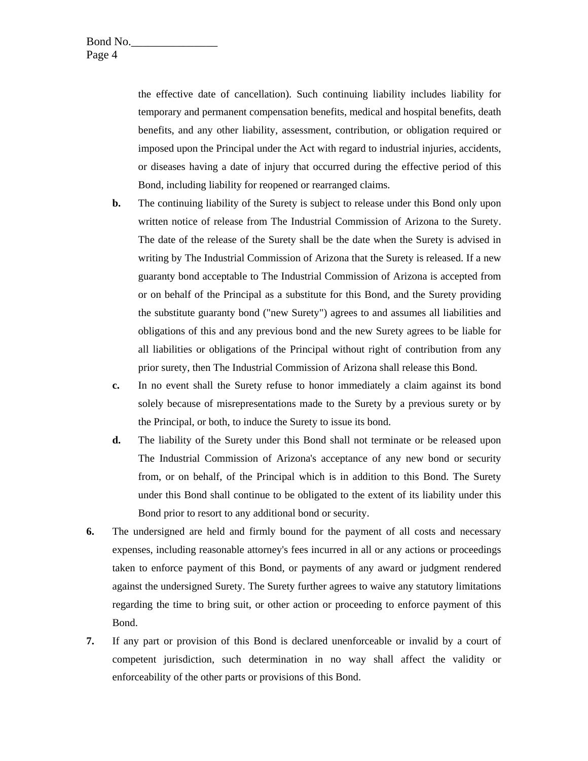the effective date of cancellation). Such continuing liability includes liability for temporary and permanent compensation benefits, medical and hospital benefits, death benefits, and any other liability, assessment, contribution, or obligation required or imposed upon the Principal under the Act with regard to industrial injuries, accidents, or diseases having a date of injury that occurred during the effective period of this Bond, including liability for reopened or rearranged claims.

**b.** The continuing liability of the Surety is subject to release under this Bond only upon written notice of release from The Industrial Commission of Arizona to the Surety. The date of the release of the Surety shall be the date when the Surety is advised in writing by The Industrial Commission of Arizona that the Surety is released. If a new guaranty bond acceptable to The Industrial Commission of Arizona is accepted from or on behalf of the Principal as a substitute for this Bond, and the Surety providing the substitute guaranty bond ("new Surety") agrees to and assumes all liabilities and obligations of this and any previous bond and the new Surety agrees to be liable for all liabilities or obligations of the Principal without right of contribution from any prior surety, then The Industrial Commission of Arizona shall release this Bond.

**c.** In no event shall the Surety refuse to honor immediately a claim against its bond solely because of misrepresentations made to the Surety by a previous surety or by the Principal, or both, to induce the Surety to issue its bond.

**d.** The liability of the Surety under this Bond shall not terminate or be released upon The Industrial Commission of Arizona's acceptance of any new bond or security from, or on behalf, of the Principal which is in addition to this Bond. The Surety under this Bond shall continue to be obligated to the extent of its liability under this Bond prior to resort to any additional bond or security.

**6.** The undersigned are held and firmly bound for the payment of all costs and necessary expenses, including reasonable attorney's fees incurred in all or any actions or proceedings taken to enforce payment of this Bond, or payments of any award or judgment rendered against the undersigned Surety. The Surety further agrees to waive any statutory limitations regarding the time to bring suit, or other action or proceeding to enforce payment of this Bond.

**7.** If any part or provision of this Bond is declared unenforceable or invalid by a court of competent jurisdiction, such determination in no way shall affect the validity or enforceability of the other parts or provisions of this Bond.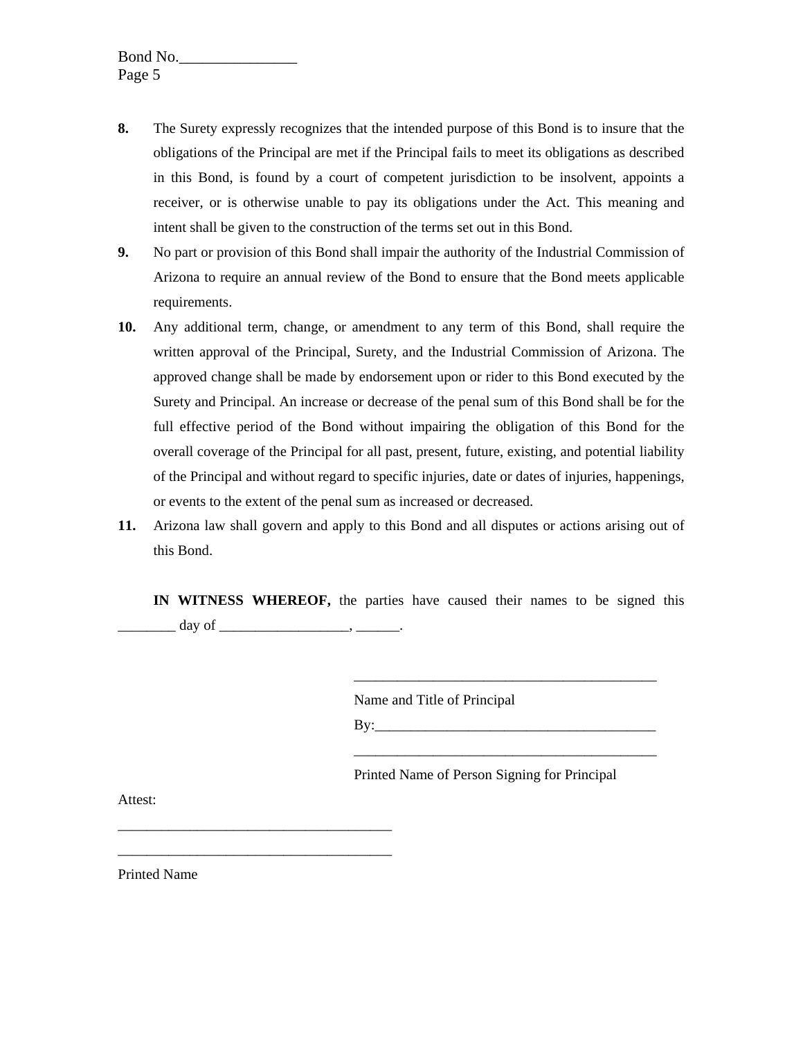**8.** The Surety expressly recognizes that the intended purpose of this Bond is to insure that the obligations of the Principal are met if the Principal fails to meet its obligations as described in this Bond, is found by a court of competent jurisdiction to be insolvent, appoints a receiver, or is otherwise unable to pay its obligations under the Act. This meaning and intent shall be given to the construction of the terms set out in this Bond.

**9.** No part or provision of this Bond shall impair the authority of the Industrial Commission of Arizona to require an annual review of the Bond to ensure that the Bond meets applicable requirements.

**10.** Any additional term, change, or amendment to any term of this Bond, shall require the written approval of the Principal, Surety, and the Industrial Commission of Arizona. The approved change shall be made by endorsement upon or rider to this Bond executed by the Surety and Principal. An increase or decrease of the penal sum of this Bond shall be for the full effective period of the Bond without impairing the obligation of this Bond for the overall coverage of the Principal for all past, present, future, existing, and potential liability of the Principal and without regard to specific injuries, date or dates of injuries, happenings, or events to the extent of the penal sum as increased or decreased.

**11.** Arizona law shall govern and apply to this Bond and all disputes or actions arising out of this Bond.

**IN WITNESS WHEREOF,** the parties have caused their names to be signed this ________ day of __________________, ______.

____________________________________________

Name and Title of Principal

By:________________________________________

____________________________________________

Printed Name of Person Signing for Principal

Attest:

_______________________________________

_______________________________________

Printed Name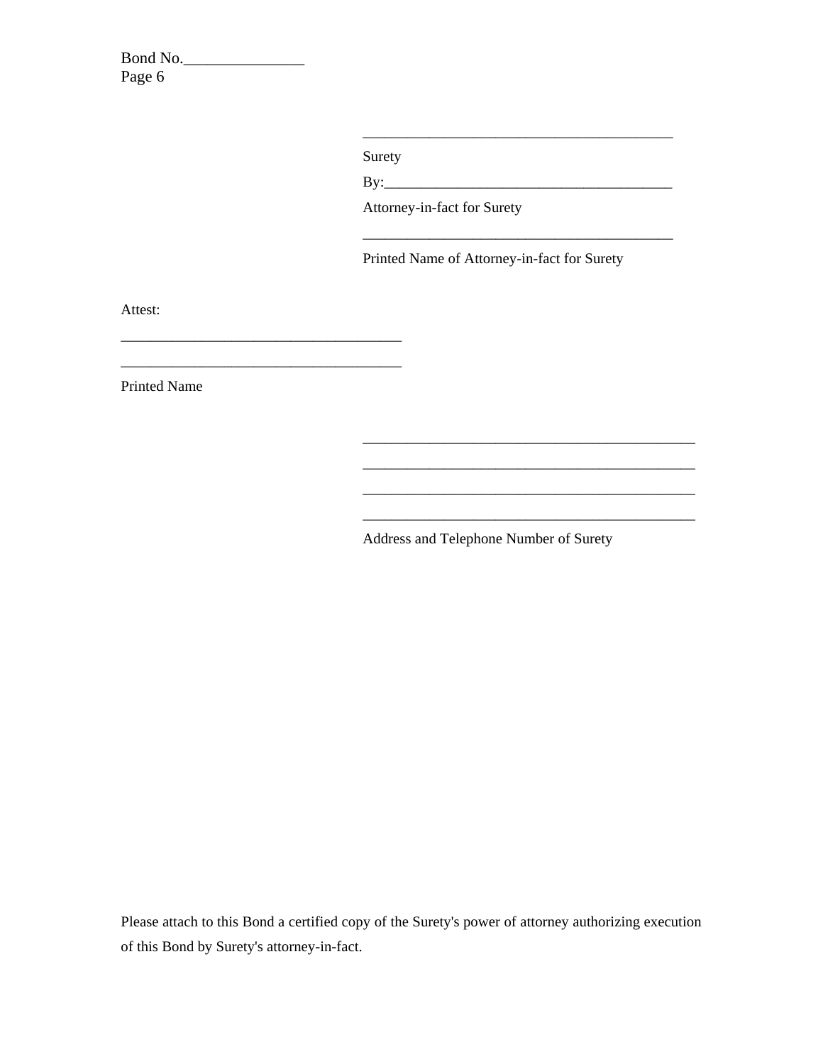Bond No.______________

______________________________________

Surety

By:___________________________________

Attorney-in-fact for Surety

______________________________________

Printed Name of Attorney-in-fact for Surety

Attest:

__________________________________

__________________________________

Printed Name

________________________________________

________________________________________

________________________________________

________________________________________

Address and Telephone Number of Surety

Please attach to this Bond a certified copy of the Surety's power of attorney authorizing execution of this Bond by Surety's attorney-in-fact.